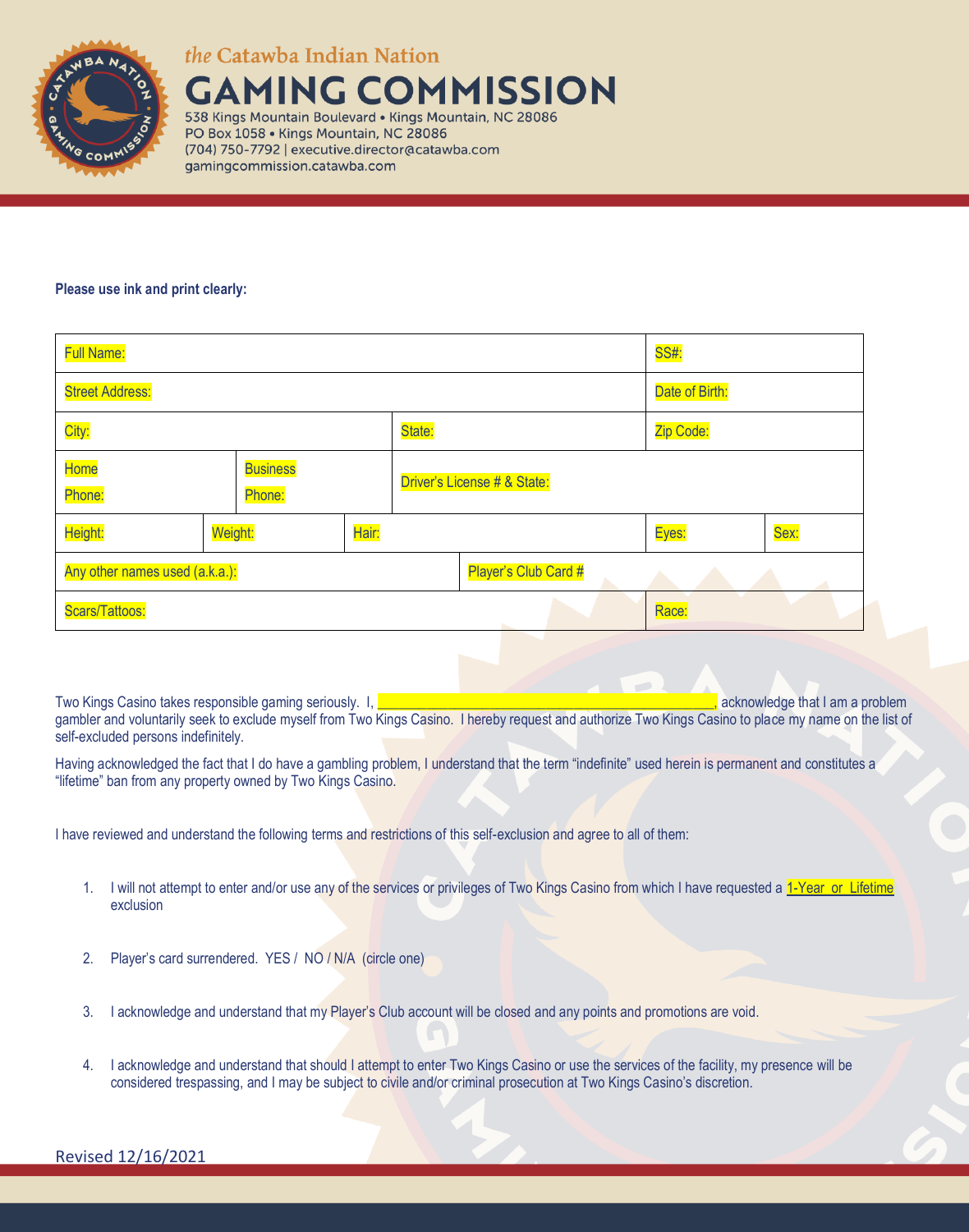*the* Catawba Indian Nation

# GAMING COMMISSION

538 Kings Mountain Boulevard • Kings Mountain, NC 28086
PO Box 1058 • Kings Mountain, NC 28086
(704) 750-7792 | executive.director@catawba.com
gamingcommission.catawba.com

**Please use ink and print clearly:**

| Full Name: | | | | | SS#: | |
|---|---|---|---|---|---|---|
| Street Address: | | | | | Date of Birth: | |
| City: | | | State: | | Zip Code: | |
| Home Phone: | Business Phone: | | Driver's License # & State: | | | |
| Height: | Weight: | Hair: | | | Eyes: | Sex: |
| Any other names used (a.k.a.): | | | | Player's Club Card # | | |
| Scars/Tattoos: | | | | | Race: | |

Two Kings Casino takes responsible gaming seriously. I, ___________________________________________, acknowledge that I am a problem gambler and voluntarily seek to exclude myself from Two Kings Casino. I hereby request and authorize Two Kings Casino to place my name on the list of self-excluded persons indefinitely.

Having acknowledged the fact that I do have a gambling problem, I understand that the term "indefinite" used herein is permanent and constitutes a "lifetime" ban from any property owned by Two Kings Casino.

I have reviewed and understand the following terms and restrictions of this self-exclusion and agree to all of them:

1. I will not attempt to enter and/or use any of the services or privileges of Two Kings Casino from which I have requested a 1-Year or Lifetime exclusion

2. Player's card surrendered. YES / NO / N/A (circle one)

3. I acknowledge and understand that my Player's Club account will be closed and any points and promotions are void.

4. I acknowledge and understand that should I attempt to enter Two Kings Casino or use the services of the facility, my presence will be considered trespassing, and I may be subject to civile and/or criminal prosecution at Two Kings Casino's discretion.

Revised 12/16/2021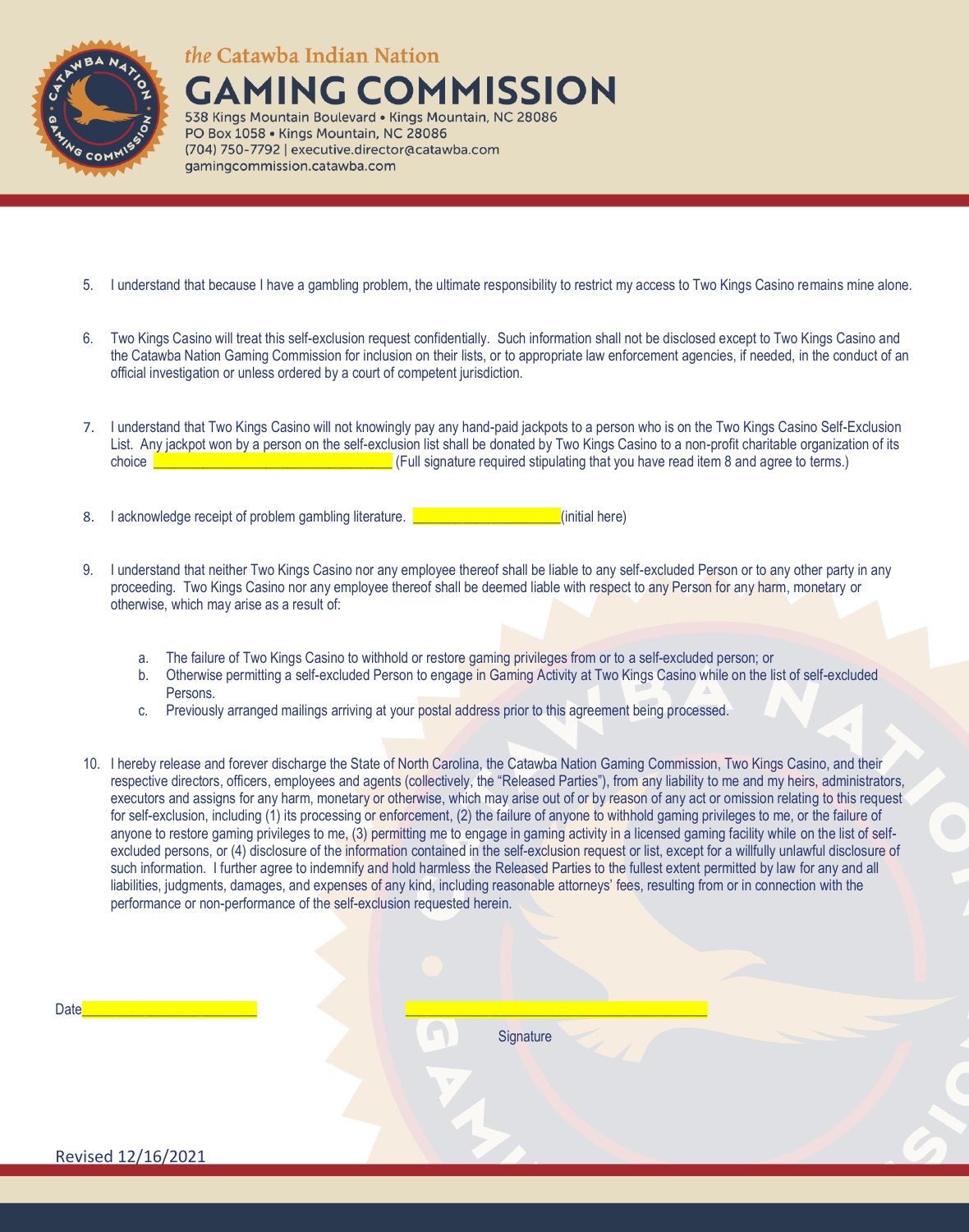5. I understand that because I have a gambling problem, the ultimate responsibility to restrict my access to Two Kings Casino remains mine alone.

6. Two Kings Casino will treat this self-exclusion request confidentially. Such information shall not be disclosed except to Two Kings Casino and the Catawba Nation Gaming Commission for inclusion on their lists, or to appropriate law enforcement agencies, if needed, in the conduct of an official investigation or unless ordered by a court of competent jurisdiction.

7. I understand that Two Kings Casino will not knowingly pay any hand-paid jackpots to a person who is on the Two Kings Casino Self-Exclusion List. Any jackpot won by a person on the self-exclusion list shall be donated by Two Kings Casino to a non-profit charitable organization of its choice ______________________________ (Full signature required stipulating that you have read item 8 and agree to terms.)

8. I acknowledge receipt of problem gambling literature. ___________________(initial here)

9. I understand that neither Two Kings Casino nor any employee thereof shall be liable to any self-excluded Person or to any other party in any proceeding. Two Kings Casino nor any employee thereof shall be deemed liable with respect to any Person for any harm, monetary or otherwise, which may arise as a result of:

   a. The failure of Two Kings Casino to withhold or restore gaming privileges from or to a self-excluded person; or
   b. Otherwise permitting a self-excluded Person to engage in Gaming Activity at Two Kings Casino while on the list of self-excluded Persons.
   c. Previously arranged mailings arriving at your postal address prior to this agreement being processed.

10. I hereby release and forever discharge the State of North Carolina, the Catawba Nation Gaming Commission, Two Kings Casino, and their respective directors, officers, employees and agents (collectively, the "Released Parties"), from any liability to me and my heirs, administrators, executors and assigns for any harm, monetary or otherwise, which may arise out of or by reason of any act or omission relating to this request for self-exclusion, including (1) its processing or enforcement, (2) the failure of anyone to withhold gaming privileges to me, or the failure of anyone to restore gaming privileges to me, (3) permitting me to engage in gaming activity in a licensed gaming facility while on the list of self-excluded persons, or (4) disclosure of the information contained in the self-exclusion request or list, except for a willfully unlawful disclosure of such information. I further agree to indemnify and hold harmless the Released Parties to the fullest extent permitted by law for any and all liabilities, judgments, damages, and expenses of any kind, including reasonable attorneys' fees, resulting from or in connection with the performance or non-performance of the self-exclusion requested herein.

Date______________________ ____________________________________

Signature

Revised 12/16/2021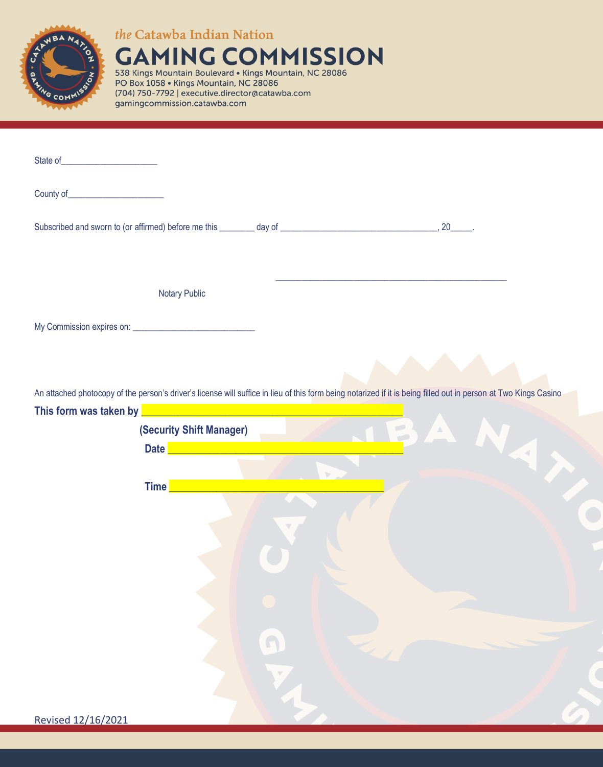*the* Catawba Indian Nation

# GAMING COMMISSION

538 Kings Mountain Boulevard • Kings Mountain, NC 28086
PO Box 1058 • Kings Mountain, NC 28086
(704) 750-7792 | executive.director@catawba.com
gamingcommission.catawba.com

State of_____________________

County of_____________________

Subscribed and sworn to (or affirmed) before me this ________ day of ___________________________________, 20_____.

__________________________________________________

Notary Public

My Commission expires on: ___________________________

An attached photocopy of the person's driver's license will suffice in lieu of this form being notarized if it is being filled out in person at Two Kings Casino

**This form was taken by _____________________________________________**

**(Security Shift Manager)**

**Date ________________________________________**

**Time ____________________________________**

Revised 12/16/2021